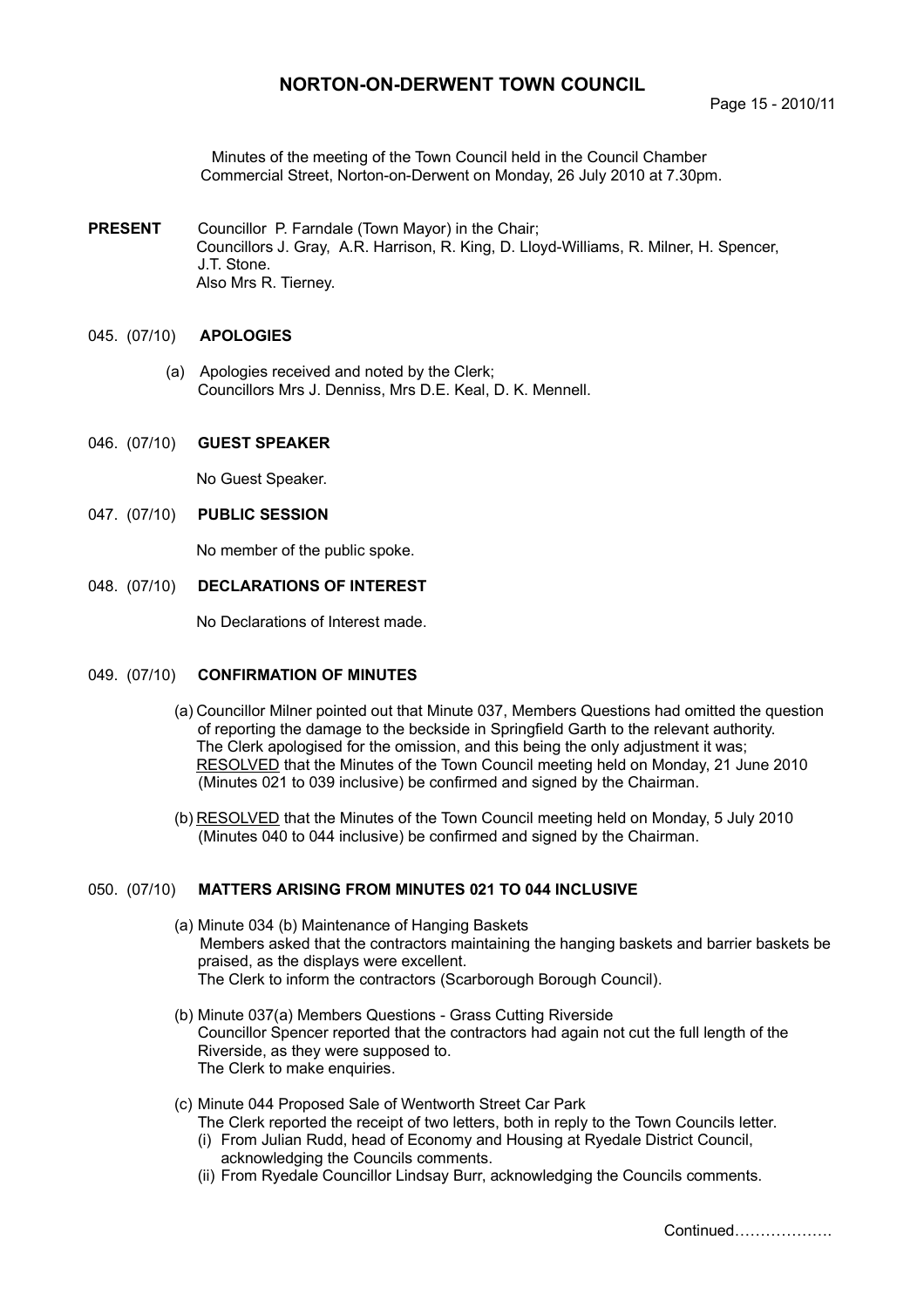# NORTON-ON-DERWENT TOWN COUNCIL

Minutes of the meeting of the Town Council held in the Council Chamber Commercial Street, Norton-on-Derwent on Monday, 26 July 2010 at 7.30pm.

**PRESENT** Councillor P. Farndale (Town Mayor) in the Chair;
Councillors J. Gray, A.R. Harrison, R. King, D. Lloyd-Williams, R. Milner, H. Spencer, J.T. Stone.
Also Mrs R. Tierney.

## 045. (07/10) APOLOGIES

(a) Apologies received and noted by the Clerk;
Councillors Mrs J. Denniss, Mrs D.E. Keal, D. K. Mennell.

## 046. (07/10) GUEST SPEAKER

No Guest Speaker.

## 047. (07/10) PUBLIC SESSION

No member of the public spoke.

## 048. (07/10) DECLARATIONS OF INTEREST

No Declarations of Interest made.

## 049. (07/10) CONFIRMATION OF MINUTES

(a) Councillor Milner pointed out that Minute 037, Members Questions had omitted the question of reporting the damage to the beckside in Springfield Garth to the relevant authority. The Clerk apologised for the omission, and this being the only adjustment it was; RESOLVED that the Minutes of the Town Council meeting held on Monday, 21 June 2010 (Minutes 021 to 039 inclusive) be confirmed and signed by the Chairman.

(b) RESOLVED that the Minutes of the Town Council meeting held on Monday, 5 July 2010 (Minutes 040 to 044 inclusive) be confirmed and signed by the Chairman.

## 050. (07/10) MATTERS ARISING FROM MINUTES 021 TO 044 INCLUSIVE

(a) Minute 034 (b) Maintenance of Hanging Baskets
Members asked that the contractors maintaining the hanging baskets and barrier baskets be praised, as the displays were excellent.
The Clerk to inform the contractors (Scarborough Borough Council).

(b) Minute 037(a) Members Questions - Grass Cutting Riverside
Councillor Spencer reported that the contractors had again not cut the full length of the Riverside, as they were supposed to.
The Clerk to make enquiries.

(c) Minute 044 Proposed Sale of Wentworth Street Car Park
The Clerk reported the receipt of two letters, both in reply to the Town Councils letter.
 (i) From Julian Rudd, head of Economy and Housing at Ryedale District Council, acknowledging the Councils comments.
 (ii) From Ryedale Councillor Lindsay Burr, acknowledging the Councils comments.

Continued……………….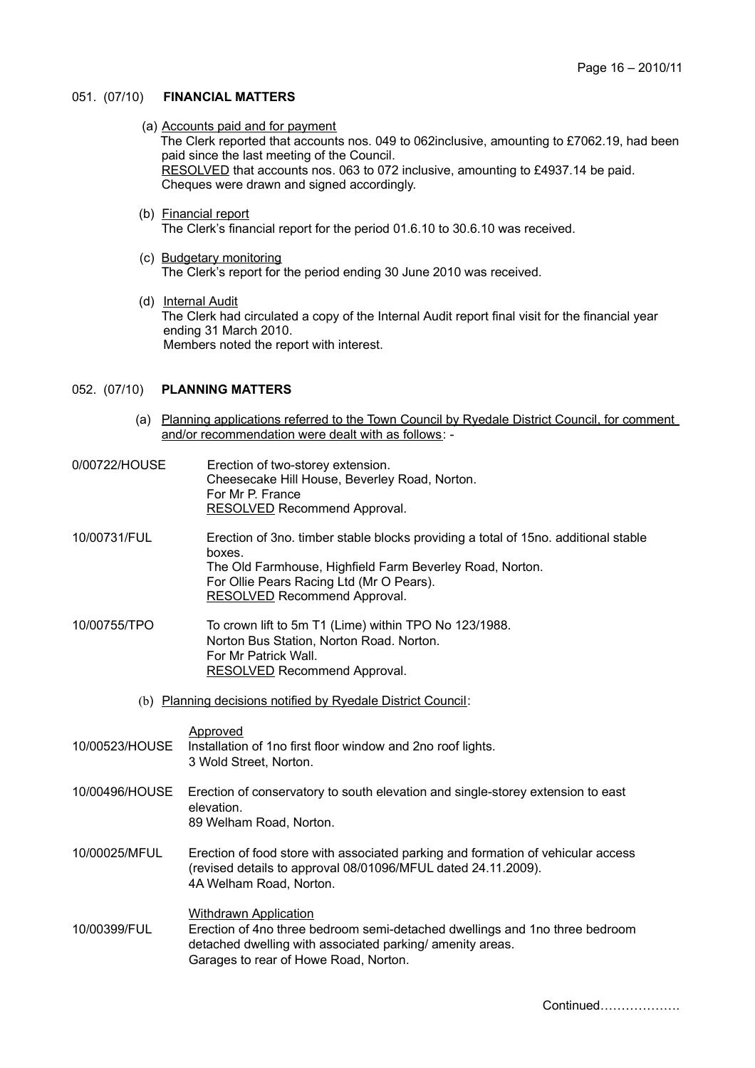## 051. (07/10) FINANCIAL MATTERS

(a) Accounts paid and for payment

The Clerk reported that accounts nos. 049 to 062inclusive, amounting to £7062.19, had been paid since the last meeting of the Council.

RESOLVED that accounts nos. 063 to 072 inclusive, amounting to £4937.14 be paid. Cheques were drawn and signed accordingly.

(b) Financial report

The Clerk's financial report for the period 01.6.10 to 30.6.10 was received.

(c) Budgetary monitoring

The Clerk's report for the period ending 30 June 2010 was received.

(d) Internal Audit

The Clerk had circulated a copy of the Internal Audit report final visit for the financial year ending 31 March 2010.

Members noted the report with interest.

## 052. (07/10) PLANNING MATTERS

(a) Planning applications referred to the Town Council by Ryedale District Council, for comment and/or recommendation were dealt with as follows: -

0/00722/HOUSE
Erection of two-storey extension.
Cheesecake Hill House, Beverley Road, Norton.
For Mr P. France
RESOLVED Recommend Approval.

10/00731/FUL
Erection of 3no. timber stable blocks providing a total of 15no. additional stable boxes.
The Old Farmhouse, Highfield Farm Beverley Road, Norton.
For Ollie Pears Racing Ltd (Mr O Pears).
RESOLVED Recommend Approval.

10/00755/TPO
To crown lift to 5m T1 (Lime) within TPO No 123/1988.
Norton Bus Station, Norton Road. Norton.
For Mr Patrick Wall.
RESOLVED Recommend Approval.

(b) Planning decisions notified by Ryedale District Council:

Approved

10/00523/HOUSE
Installation of 1no first floor window and 2no roof lights.
3 Wold Street, Norton.

10/00496/HOUSE
Erection of conservatory to south elevation and single-storey extension to east elevation.
89 Welham Road, Norton.

10/00025/MFUL
Erection of food store with associated parking and formation of vehicular access (revised details to approval 08/01096/MFUL dated 24.11.2009).
4A Welham Road, Norton.

Withdrawn Application

10/00399/FUL
Erection of 4no three bedroom semi-detached dwellings and 1no three bedroom detached dwelling with associated parking/ amenity areas.
Garages to rear of Howe Road, Norton.

Continued……………….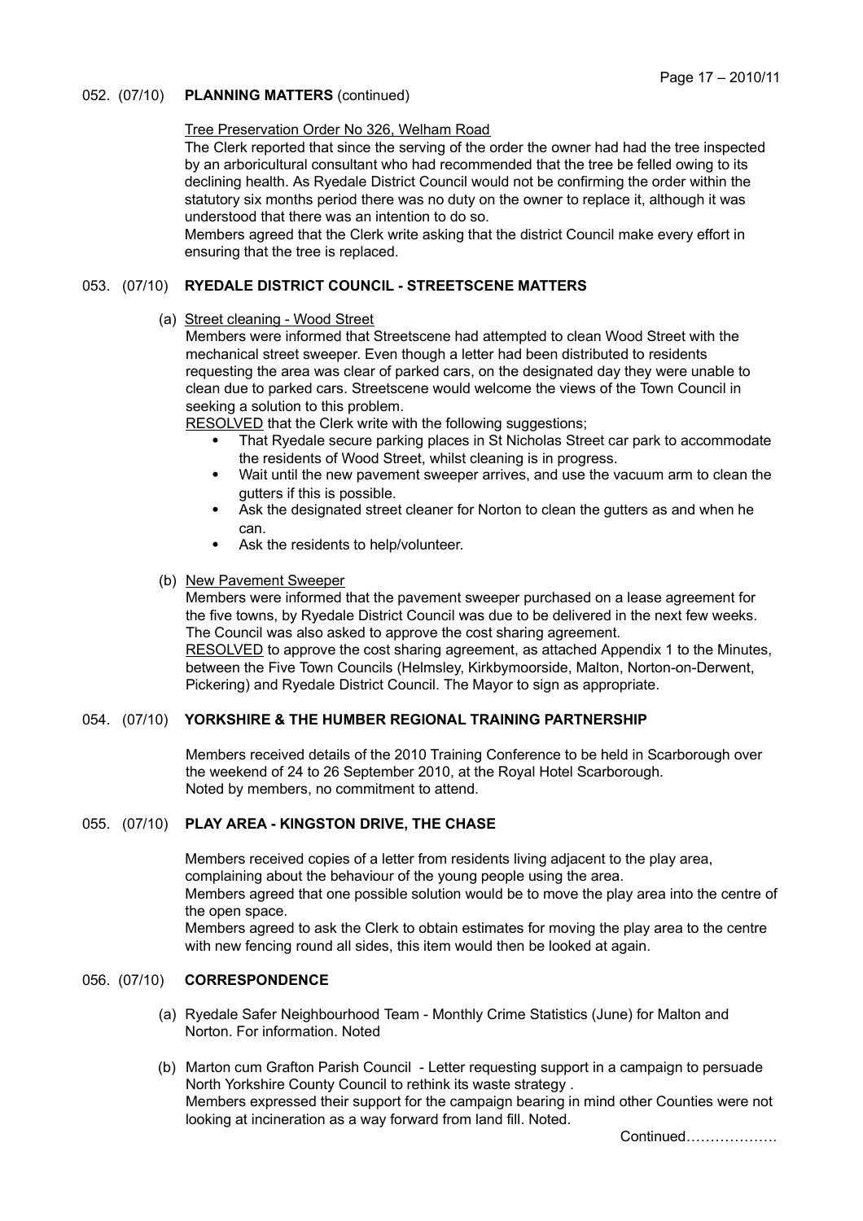052. (07/10) **PLANNING MATTERS** (continued)

Tree Preservation Order No 326, Welham Road

The Clerk reported that since the serving of the order the owner had had the tree inspected by an arboricultural consultant who had recommended that the tree be felled owing to its declining health. As Ryedale District Council would not be confirming the order within the statutory six months period there was no duty on the owner to replace it, although it was understood that there was an intention to do so.

Members agreed that the Clerk write asking that the district Council make every effort in ensuring that the tree is replaced.

053. (07/10) **RYEDALE DISTRICT COUNCIL - STREETSCENE MATTERS**

(a) Street cleaning - Wood Street

Members were informed that Streetscene had attempted to clean Wood Street with the mechanical street sweeper. Even though a letter had been distributed to residents requesting the area was clear of parked cars, on the designated day they were unable to clean due to parked cars. Streetscene would welcome the views of the Town Council in seeking a solution to this problem.

RESOLVED that the Clerk write with the following suggestions;

- That Ryedale secure parking places in St Nicholas Street car park to accommodate the residents of Wood Street, whilst cleaning is in progress.
- Wait until the new pavement sweeper arrives, and use the vacuum arm to clean the gutters if this is possible.
- Ask the designated street cleaner for Norton to clean the gutters as and when he can.
- Ask the residents to help/volunteer.

(b) New Pavement Sweeper

Members were informed that the pavement sweeper purchased on a lease agreement for the five towns, by Ryedale District Council was due to be delivered in the next few weeks. The Council was also asked to approve the cost sharing agreement.

RESOLVED to approve the cost sharing agreement, as attached Appendix 1 to the Minutes, between the Five Town Councils (Helmsley, Kirkbymoorside, Malton, Norton-on-Derwent, Pickering) and Ryedale District Council. The Mayor to sign as appropriate.

054. (07/10) **YORKSHIRE & THE HUMBER REGIONAL TRAINING PARTNERSHIP**

Members received details of the 2010 Training Conference to be held in Scarborough over the weekend of 24 to 26 September 2010, at the Royal Hotel Scarborough.
Noted by members, no commitment to attend.

055. (07/10) **PLAY AREA - KINGSTON DRIVE, THE CHASE**

Members received copies of a letter from residents living adjacent to the play area, complaining about the behaviour of the young people using the area.

Members agreed that one possible solution would be to move the play area into the centre of the open space.

Members agreed to ask the Clerk to obtain estimates for moving the play area to the centre with new fencing round all sides, this item would then be looked at again.

056. (07/10) **CORRESPONDENCE**

(a) Ryedale Safer Neighbourhood Team - Monthly Crime Statistics (June) for Malton and Norton. For information. Noted

(b) Marton cum Grafton Parish Council - Letter requesting support in a campaign to persuade North Yorkshire County Council to rethink its waste strategy .

Members expressed their support for the campaign bearing in mind other Counties were not looking at incineration as a way forward from land fill. Noted.

Continued……………….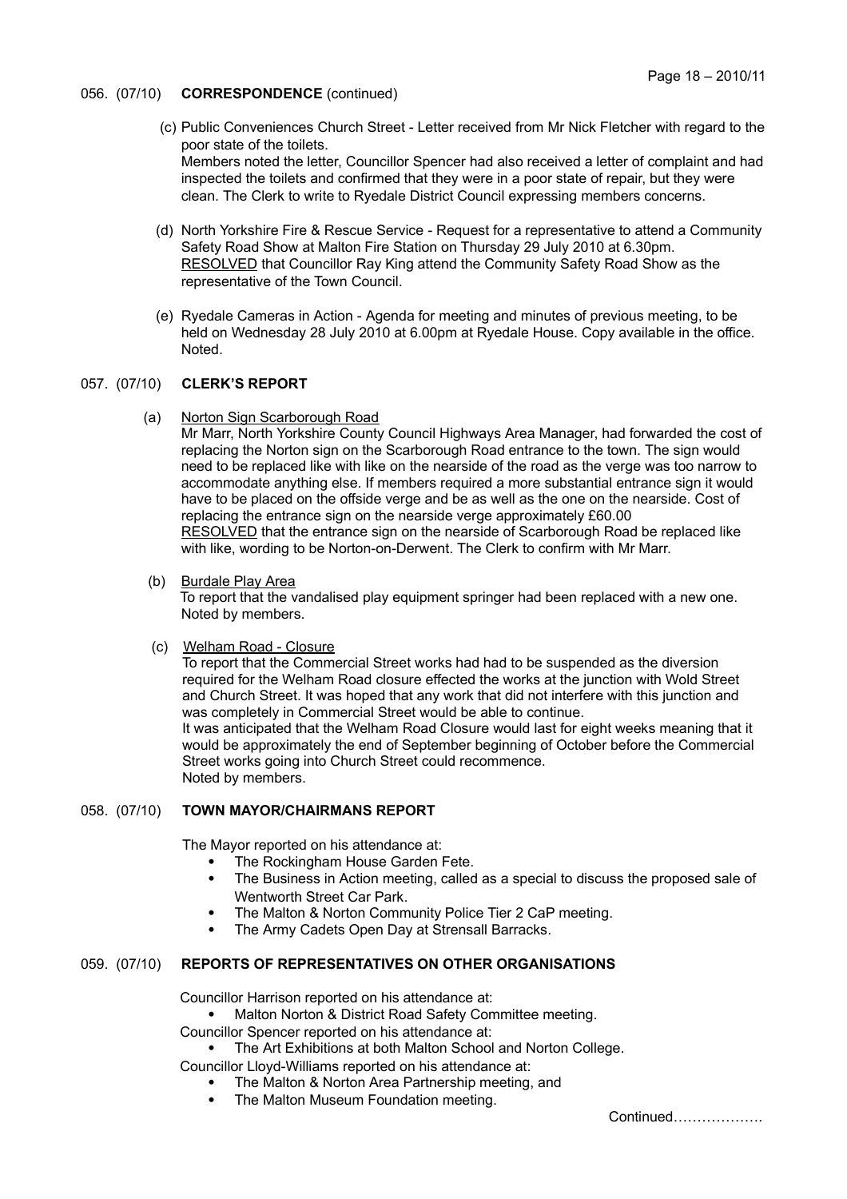056. (07/10) **CORRESPONDENCE** (continued)

(c) Public Conveniences Church Street - Letter received from Mr Nick Fletcher with regard to the poor state of the toilets.
Members noted the letter, Councillor Spencer had also received a letter of complaint and had inspected the toilets and confirmed that they were in a poor state of repair, but they were clean. The Clerk to write to Ryedale District Council expressing members concerns.

(d) North Yorkshire Fire & Rescue Service - Request for a representative to attend a Community Safety Road Show at Malton Fire Station on Thursday 29 July 2010 at 6.30pm.
RESOLVED that Councillor Ray King attend the Community Safety Road Show as the representative of the Town Council.

(e) Ryedale Cameras in Action - Agenda for meeting and minutes of previous meeting, to be held on Wednesday 28 July 2010 at 6.00pm at Ryedale House. Copy available in the office. Noted.

057. (07/10) **CLERK'S REPORT**

(a) Norton Sign Scarborough Road
Mr Marr, North Yorkshire County Council Highways Area Manager, had forwarded the cost of replacing the Norton sign on the Scarborough Road entrance to the town. The sign would need to be replaced like with like on the nearside of the road as the verge was too narrow to accommodate anything else. If members required a more substantial entrance sign it would have to be placed on the offside verge and be as well as the one on the nearside. Cost of replacing the entrance sign on the nearside verge approximately £60.00
RESOLVED that the entrance sign on the nearside of Scarborough Road be replaced like with like, wording to be Norton-on-Derwent. The Clerk to confirm with Mr Marr.

(b) Burdale Play Area
To report that the vandalised play equipment springer had been replaced with a new one. Noted by members.

(c) Welham Road - Closure
To report that the Commercial Street works had had to be suspended as the diversion required for the Welham Road closure effected the works at the junction with Wold Street and Church Street. It was hoped that any work that did not interfere with this junction and was completely in Commercial Street would be able to continue.
It was anticipated that the Welham Road Closure would last for eight weeks meaning that it would be approximately the end of September beginning of October before the Commercial Street works going into Church Street could recommence.
Noted by members.

058. (07/10) **TOWN MAYOR/CHAIRMANS REPORT**

The Mayor reported on his attendance at:

- The Rockingham House Garden Fete.
- The Business in Action meeting, called as a special to discuss the proposed sale of Wentworth Street Car Park.
- The Malton & Norton Community Police Tier 2 CaP meeting.
- The Army Cadets Open Day at Strensall Barracks.

059. (07/10) **REPORTS OF REPRESENTATIVES ON OTHER ORGANISATIONS**

Councillor Harrison reported on his attendance at:

- Malton Norton & District Road Safety Committee meeting.

Councillor Spencer reported on his attendance at:

- The Art Exhibitions at both Malton School and Norton College.

Councillor Lloyd-Williams reported on his attendance at:

- The Malton & Norton Area Partnership meeting, and
- The Malton Museum Foundation meeting.

Continued……………….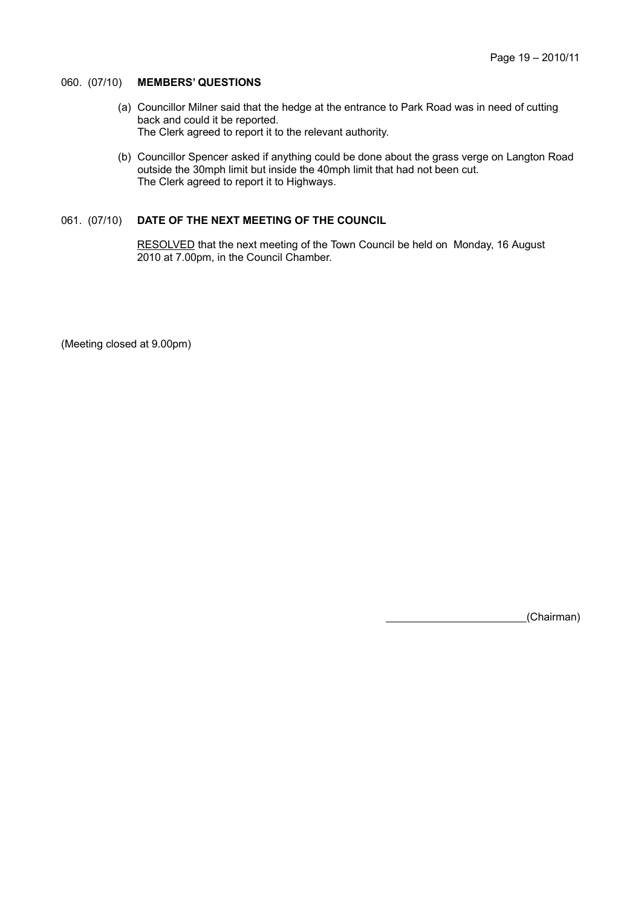### 060. (07/10) **MEMBERS' QUESTIONS**

(a) Councillor Milner said that the hedge at the entrance to Park Road was in need of cutting back and could it be reported.
The Clerk agreed to report it to the relevant authority.

(b) Councillor Spencer asked if anything could be done about the grass verge on Langton Road outside the 30mph limit but inside the 40mph limit that had not been cut.
The Clerk agreed to report it to Highways.

### 061. (07/10) **DATE OF THE NEXT MEETING OF THE COUNCIL**

RESOLVED that the next meeting of the Town Council be held on Monday, 16 August 2010 at 7.00pm, in the Council Chamber.

(Meeting closed at 9.00pm)

_______________________(Chairman)